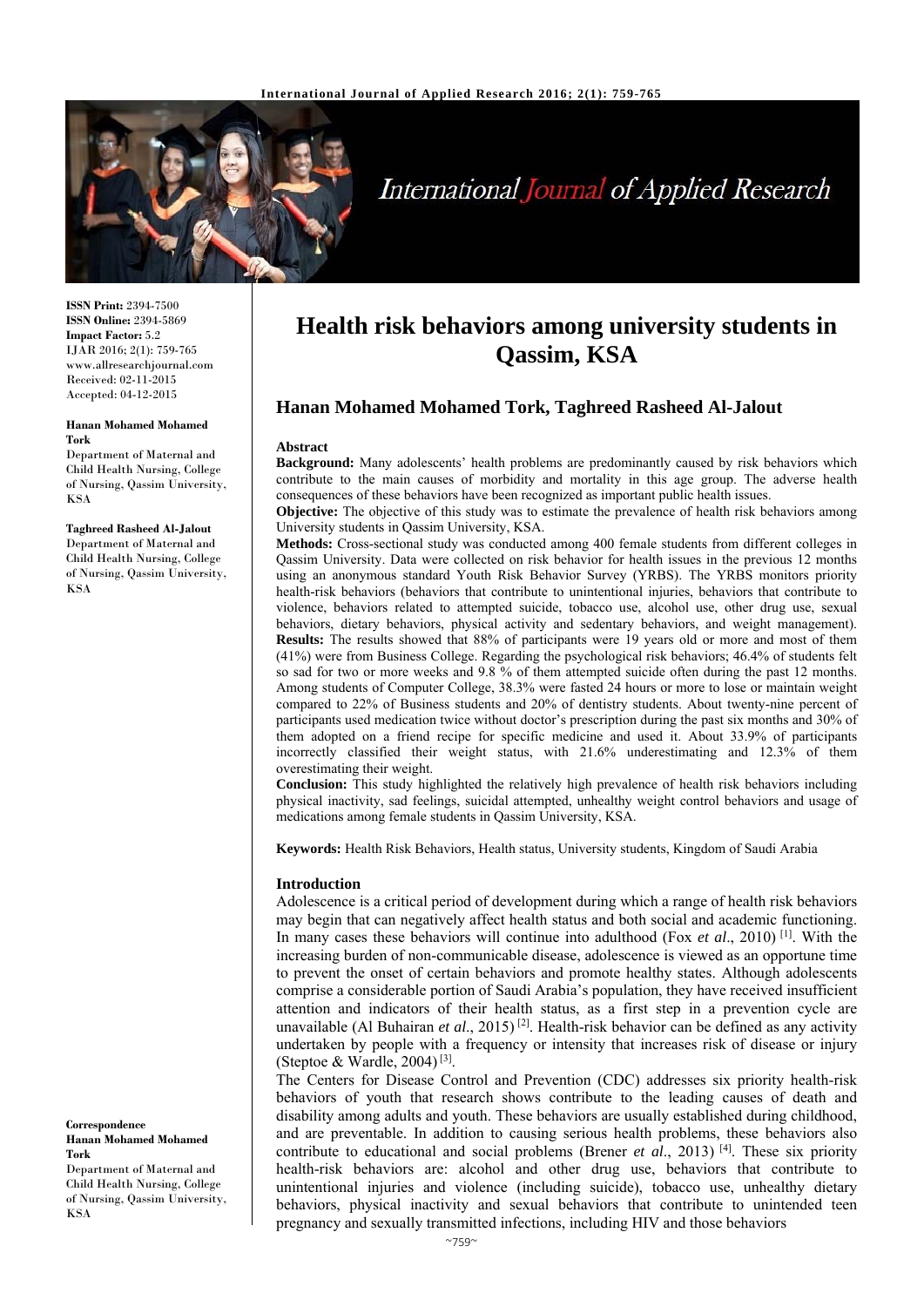# Health risk behaviors among university students in Qassim, KSA

**Hanan Mohamed Mohamed Tork, Taghreed Rasheed Al-Jalout**

**ISSN Print:** 2394-7500
**ISSN Online:** 2394-5869
**Impact Factor:** 5.2
IJAR 2016; 2(1): 759-765
www.allresearchjournal.com
Received: 02-11-2015
Accepted: 04-12-2015

**Hanan Mohamed Mohamed Tork**
Department of Maternal and Child Health Nursing, College of Nursing, Qassim University, KSA

**Taghreed Rasheed Al-Jalout**
Department of Maternal and Child Health Nursing, College of Nursing, Qassim University, KSA

**Correspondence**
**Hanan Mohamed Mohamed Tork**
Department of Maternal and Child Health Nursing, College of Nursing, Qassim University, KSA

## Abstract

**Background:** Many adolescents' health problems are predominantly caused by risk behaviors which contribute to the main causes of morbidity and mortality in this age group. The adverse health consequences of these behaviors have been recognized as important public health issues.

**Objective:** The objective of this study was to estimate the prevalence of health risk behaviors among University students in Qassim University, KSA.

**Methods:** Cross-sectional study was conducted among 400 female students from different colleges in Qassim University. Data were collected on risk behavior for health issues in the previous 12 months using an anonymous standard Youth Risk Behavior Survey (YRBS). The YRBS monitors priority health-risk behaviors (behaviors that contribute to unintentional injuries, behaviors that contribute to violence, behaviors related to attempted suicide, tobacco use, alcohol use, other drug use, sexual behaviors, dietary behaviors, physical activity and sedentary behaviors, and weight management). **Results:** The results showed that 88% of participants were 19 years old or more and most of them (41%) were from Business College. Regarding the psychological risk behaviors; 46.4% of students felt so sad for two or more weeks and 9.8 % of them attempted suicide often during the past 12 months. Among students of Computer College, 38.3% were fasted 24 hours or more to lose or maintain weight compared to 22% of Business students and 20% of dentistry students. About twenty-nine percent of participants used medication twice without doctor's prescription during the past six months and 30% of them adopted on a friend recipe for specific medicine and used it. About 33.9% of participants incorrectly classified their weight status, with 21.6% underestimating and 12.3% of them overestimating their weight.

**Conclusion:** This study highlighted the relatively high prevalence of health risk behaviors including physical inactivity, sad feelings, suicidal attempted, unhealthy weight control behaviors and usage of medications among female students in Qassim University, KSA.

**Keywords:** Health Risk Behaviors, Health status, University students, Kingdom of Saudi Arabia

## Introduction

Adolescence is a critical period of development during which a range of health risk behaviors may begin that can negatively affect health status and both social and academic functioning. In many cases these behaviors will continue into adulthood (Fox *et al*., 2010) [1]. With the increasing burden of non-communicable disease, adolescence is viewed as an opportune time to prevent the onset of certain behaviors and promote healthy states. Although adolescents comprise a considerable portion of Saudi Arabia's population, they have received insufficient attention and indicators of their health status, as a first step in a prevention cycle are unavailable (Al Buhairan *et al*., 2015) [2]. Health-risk behavior can be defined as any activity undertaken by people with a frequency or intensity that increases risk of disease or injury (Steptoe & Wardle, 2004) [3].

The Centers for Disease Control and Prevention (CDC) addresses six priority health-risk behaviors of youth that research shows contribute to the leading causes of death and disability among adults and youth. These behaviors are usually established during childhood, and are preventable. In addition to causing serious health problems, these behaviors also contribute to educational and social problems (Brener *et al*., 2013) [4]. These six priority health-risk behaviors are: alcohol and other drug use, behaviors that contribute to unintentional injuries and violence (including suicide), tobacco use, unhealthy dietary behaviors, physical inactivity and sexual behaviors that contribute to unintended teen pregnancy and sexually transmitted infections, including HIV and those behaviors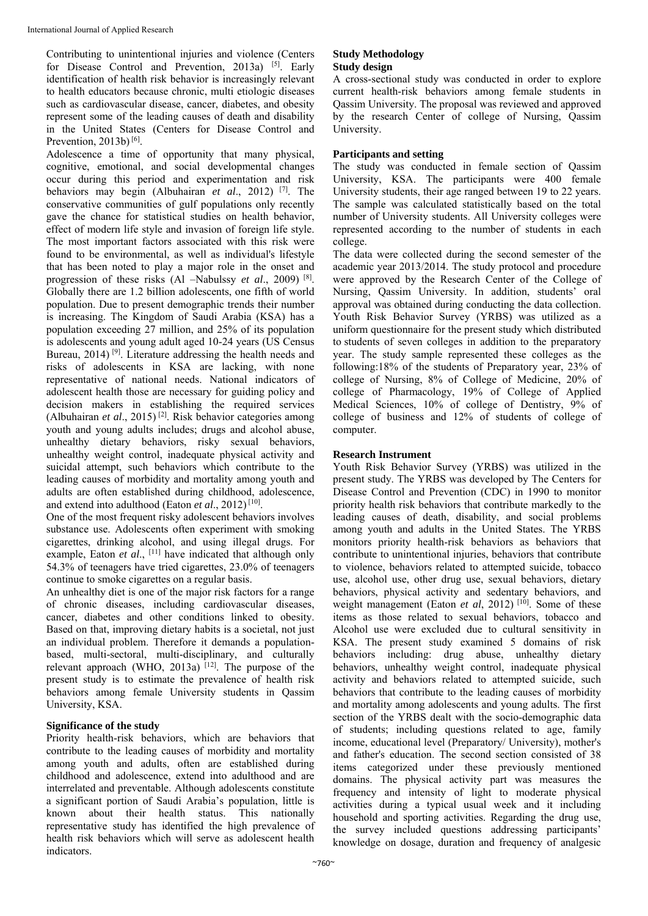Contributing to unintentional injuries and violence (Centers for Disease Control and Prevention, 2013a) [5]. Early identification of health risk behavior is increasingly relevant to health educators because chronic, multi etiologic diseases such as cardiovascular disease, cancer, diabetes, and obesity represent some of the leading causes of death and disability in the United States (Centers for Disease Control and Prevention, 2013b) [6].

Adolescence a time of opportunity that many physical, cognitive, emotional, and social developmental changes occur during this period and experimentation and risk behaviors may begin (Albuhairan *et al*., 2012) [7]. The conservative communities of gulf populations only recently gave the chance for statistical studies on health behavior, effect of modern life style and invasion of foreign life style. The most important factors associated with this risk were found to be environmental, as well as individual's lifestyle that has been noted to play a major role in the onset and progression of these risks (Al –Nabulssy *et al*., 2009) [8]. Globally there are 1.2 billion adolescents, one fifth of world population. Due to present demographic trends their number is increasing. The Kingdom of Saudi Arabia (KSA) has a population exceeding 27 million, and 25% of its population is adolescents and young adult aged 10-24 years (US Census Bureau, 2014) [9]. Literature addressing the health needs and risks of adolescents in KSA are lacking, with none representative of national needs. National indicators of adolescent health those are necessary for guiding policy and decision makers in establishing the required services (Albuhairan *et al*., 2015) [2]. Risk behavior categories among youth and young adults includes; drugs and alcohol abuse, unhealthy dietary behaviors, risky sexual behaviors, unhealthy weight control, inadequate physical activity and suicidal attempt, such behaviors which contribute to the leading causes of morbidity and mortality among youth and adults are often established during childhood, adolescence, and extend into adulthood (Eaton *et al*., 2012) [10].

One of the most frequent risky adolescent behaviors involves substance use. Adolescents often experiment with smoking cigarettes, drinking alcohol, and using illegal drugs. For example, Eaton *et al*., [11] have indicated that although only 54.3% of teenagers have tried cigarettes, 23.0% of teenagers continue to smoke cigarettes on a regular basis.

An unhealthy diet is one of the major risk factors for a range of chronic diseases, including cardiovascular diseases, cancer, diabetes and other conditions linked to obesity. Based on that, improving dietary habits is a societal, not just an individual problem. Therefore it demands a population-based, multi-sectoral, multi-disciplinary, and culturally relevant approach (WHO, 2013a) [12]. The purpose of the present study is to estimate the prevalence of health risk behaviors among female University students in Qassim University, KSA.

### Significance of the study

Priority health-risk behaviors, which are behaviors that contribute to the leading causes of morbidity and mortality among youth and adults, often are established during childhood and adolescence, extend into adulthood and are interrelated and preventable. Although adolescents constitute a significant portion of Saudi Arabia's population, little is known about their health status. This nationally representative study has identified the high prevalence of health risk behaviors which will serve as adolescent health indicators.

## Study Methodology

### Study design

A cross-sectional study was conducted in order to explore current health-risk behaviors among female students in Qassim University. The proposal was reviewed and approved by the research Center of college of Nursing, Qassim University.

### Participants and setting

The study was conducted in female section of Qassim University, KSA. The participants were 400 female University students, their age ranged between 19 to 22 years. The sample was calculated statistically based on the total number of University students. All University colleges were represented according to the number of students in each college.

The data were collected during the second semester of the academic year 2013/2014. The study protocol and procedure were approved by the Research Center of the College of Nursing, Qassim University. In addition, students' oral approval was obtained during conducting the data collection. Youth Risk Behavior Survey (YRBS) was utilized as a uniform questionnaire for the present study which distributed to students of seven colleges in addition to the preparatory year. The study sample represented these colleges as the following:18% of the students of Preparatory year, 23% of college of Nursing, 8% of College of Medicine, 20% of college of Pharmacology, 19% of College of Applied Medical Sciences, 10% of college of Dentistry, 9% of college of business and 12% of students of college of computer.

### Research Instrument

Youth Risk Behavior Survey (YRBS) was utilized in the present study. The YRBS was developed by The Centers for Disease Control and Prevention (CDC) in 1990 to monitor priority health risk behaviors that contribute markedly to the leading causes of death, disability, and social problems among youth and adults in the United States. The YRBS monitors priority health-risk behaviors as behaviors that contribute to unintentional injuries, behaviors that contribute to violence, behaviors related to attempted suicide, tobacco use, alcohol use, other drug use, sexual behaviors, dietary behaviors, physical activity and sedentary behaviors, and weight management (Eaton *et al*, 2012) [10]. Some of these items as those related to sexual behaviors, tobacco and Alcohol use were excluded due to cultural sensitivity in KSA. The present study examined 5 domains of risk behaviors including: drug abuse, unhealthy dietary behaviors, unhealthy weight control, inadequate physical activity and behaviors related to attempted suicide, such behaviors that contribute to the leading causes of morbidity and mortality among adolescents and young adults. The first section of the YRBS dealt with the socio-demographic data of students; including questions related to age, family income, educational level (Preparatory/ University), mother's and father's education. The second section consisted of 38 items categorized under these previously mentioned domains. The physical activity part was measures the frequency and intensity of light to moderate physical activities during a typical usual week and it including household and sporting activities. Regarding the drug use, the survey included questions addressing participants' knowledge on dosage, duration and frequency of analgesic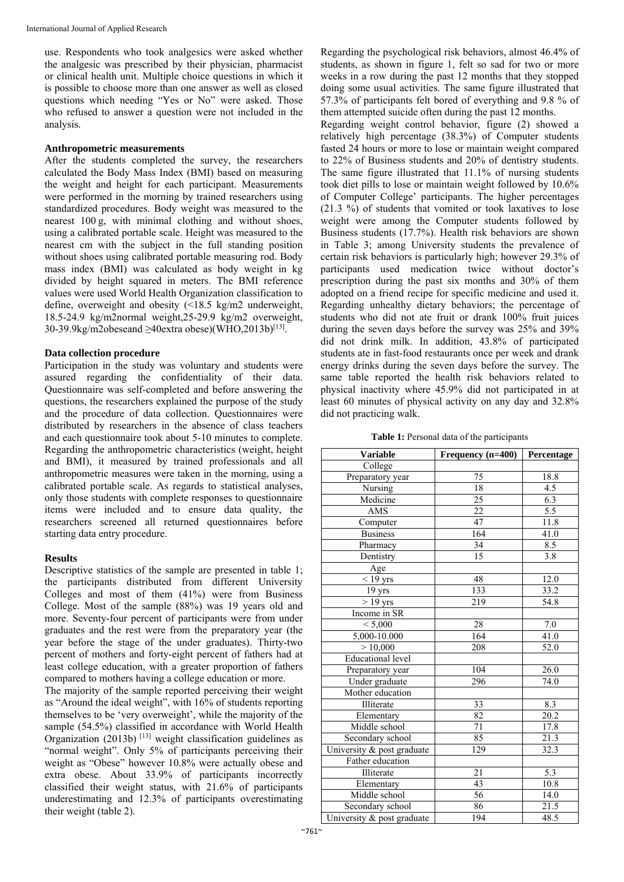use. Respondents who took analgesics were asked whether the analgesic was prescribed by their physician, pharmacist or clinical health unit. Multiple choice questions in which it is possible to choose more than one answer as well as closed questions which needing "Yes or No" were asked. Those who refused to answer a question were not included in the analysis.

**Anthropometric measurements**

After the students completed the survey, the researchers calculated the Body Mass Index (BMI) based on measuring the weight and height for each participant. Measurements were performed in the morning by trained researchers using standardized procedures. Body weight was measured to the nearest 100 g, with minimal clothing and without shoes, using a calibrated portable scale. Height was measured to the nearest cm with the subject in the full standing position without shoes using calibrated portable measuring rod. Body mass index (BMI) was calculated as body weight in kg divided by height squared in meters. The BMI reference values were used World Health Organization classification to define, overweight and obesity (<18.5 kg/m2 underweight, 18.5-24.9 kg/m2normal weight,25-29.9 kg/m2 overweight, 30-39.9kg/m2obeseand ≥40extra obese)(WHO,2013b)[13].

**Data collection procedure**

Participation in the study was voluntary and students were assured regarding the confidentiality of their data. Questionnaire was self-completed and before answering the questions, the researchers explained the purpose of the study and the procedure of data collection. Questionnaires were distributed by researchers in the absence of class teachers and each questionnaire took about 5-10 minutes to complete. Regarding the anthropometric characteristics (weight, height and BMI), it measured by trained professionals and all anthropometric measures were taken in the morning, using a calibrated portable scale. As regards to statistical analyses, only those students with complete responses to questionnaire items were included and to ensure data quality, the researchers screened all returned questionnaires before starting data entry procedure.

**Results**

Descriptive statistics of the sample are presented in table 1; the participants distributed from different University Colleges and most of them (41%) were from Business College. Most of the sample (88%) was 19 years old and more. Seventy-four percent of participants were from under graduates and the rest were from the preparatory year (the year before the stage of the under graduates). Thirty-two percent of mothers and forty-eight percent of fathers had at least college education, with a greater proportion of fathers compared to mothers having a college education or more.

The majority of the sample reported perceiving their weight as "Around the ideal weight", with 16% of students reporting themselves to be 'very overweight', while the majority of the sample (54.5%) classified in accordance with World Health Organization (2013b) [13] weight classification guidelines as "normal weight". Only 5% of participants perceiving their weight as "Obese" however 10.8% were actually obese and extra obese. About 33.9% of participants incorrectly classified their weight status, with 21.6% of participants underestimating and 12.3% of participants overestimating their weight (table 2).

Regarding the psychological risk behaviors, almost 46.4% of students, as shown in figure 1, felt so sad for two or more weeks in a row during the past 12 months that they stopped doing some usual activities. The same figure illustrated that 57.3% of participants felt bored of everything and 9.8 % of them attempted suicide often during the past 12 months.

Regarding weight control behavior, figure (2) showed a relatively high percentage (38.3%) of Computer students fasted 24 hours or more to lose or maintain weight compared to 22% of Business students and 20% of dentistry students. The same figure illustrated that 11.1% of nursing students took diet pills to lose or maintain weight followed by 10.6% of Computer College' participants. The higher percentages (21.3 %) of students that vomited or took laxatives to lose weight were among the Computer students followed by Business students (17.7%). Health risk behaviors are shown in Table 3; among University students the prevalence of certain risk behaviors is particularly high; however 29.3% of participants used medication twice without doctor's prescription during the past six months and 30% of them adopted on a friend recipe for specific medicine and used it. Regarding unhealthy dietary behaviors; the percentage of students who did not ate fruit or drank 100% fruit juices during the seven days before the survey was 25% and 39% did not drink milk. In addition, 43.8% of participated students ate in fast-food restaurants once per week and drank energy drinks during the seven days before the survey. The same table reported the health risk behaviors related to physical inactivity where 45.9% did not participated in at least 60 minutes of physical activity on any day and 32.8% did not practicing walk.

**Table 1:** Personal data of the participants

| Variable | Frequency (n=400) | Percentage |
|---|---|---|
| College | | |
| Preparatory year | 75 | 18.8 |
| Nursing | 18 | 4.5 |
| Medicine | 25 | 6.3 |
| AMS | 22 | 5.5 |
| Computer | 47 | 11.8 |
| Business | 164 | 41.0 |
| Pharmacy | 34 | 8.5 |
| Dentistry | 15 | 3.8 |
| Age | | |
| < 19 yrs | 48 | 12.0 |
| 19 yrs | 133 | 33.2 |
| > 19 yrs | 219 | 54.8 |
| Income in SR | | |
| < 5,000 | 28 | 7.0 |
| 5,000-10.000 | 164 | 41.0 |
| > 10,000 | 208 | 52.0 |
| Educational level | | |
| Preparatory year | 104 | 26.0 |
| Under graduate | 296 | 74.0 |
| Mother education | | |
| Illiterate | 33 | 8.3 |
| Elementary | 82 | 20.2 |
| Middle school | 71 | 17.8 |
| Secondary school | 85 | 21.3 |
| University & post graduate | 129 | 32.3 |
| Father education | | |
| Illiterate | 21 | 5.3 |
| Elementary | 43 | 10.8 |
| Middle school | 56 | 14.0 |
| Secondary school | 86 | 21.5 |
| University & post graduate | 194 | 48.5 |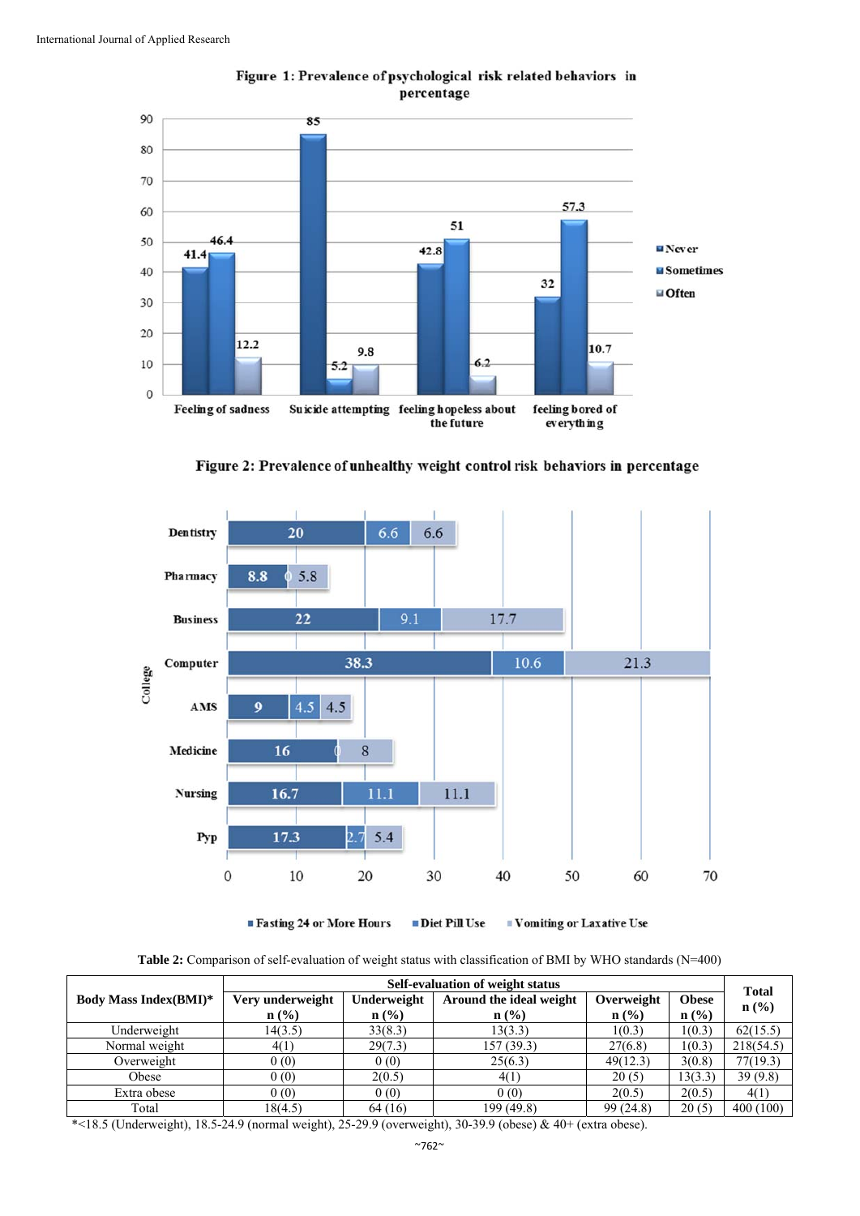**Figure 1: Prevalence of psychological risk related behaviors in percentage**

**Figure 2: Prevalence of unhealthy weight control risk behaviors in percentage**

**Table 2:** Comparison of self-evaluation of weight status with classification of BMI by WHO standards (N=400)

| Body Mass Index(BMI)* | Self-evaluation of weight status | | | | | Total n (%) |
|---|---|---|---|---|---|---|
| | Very underweight n (%) | Underweight n (%) | Around the ideal weight n (%) | Overweight n (%) | Obese n (%) | |
| Underweight | 14(3.5) | 33(8.3) | 13(3.3) | 1(0.3) | 1(0.3) | 62(15.5) |
| Normal weight | 4(1) | 29(7.3) | 157 (39.3) | 27(6.8) | 1(0.3) | 218(54.5) |
| Overweight | 0 (0) | 0 (0) | 25(6.3) | 49(12.3) | 3(0.8) | 77(19.3) |
| Obese | 0 (0) | 2(0.5) | 4(1) | 20 (5) | 13(3.3) | 39 (9.8) |
| Extra obese | 0 (0) | 0 (0) | 0 (0) | 2(0.5) | 2(0.5) | 4(1) |
| Total | 18(4.5) | 64 (16) | 199 (49.8) | 99 (24.8) | 20 (5) | 400 (100) |

*<18.5 (Underweight), 18.5-24.9 (normal weight), 25-29.9 (overweight), 30-39.9 (obese) & 40+ (extra obese).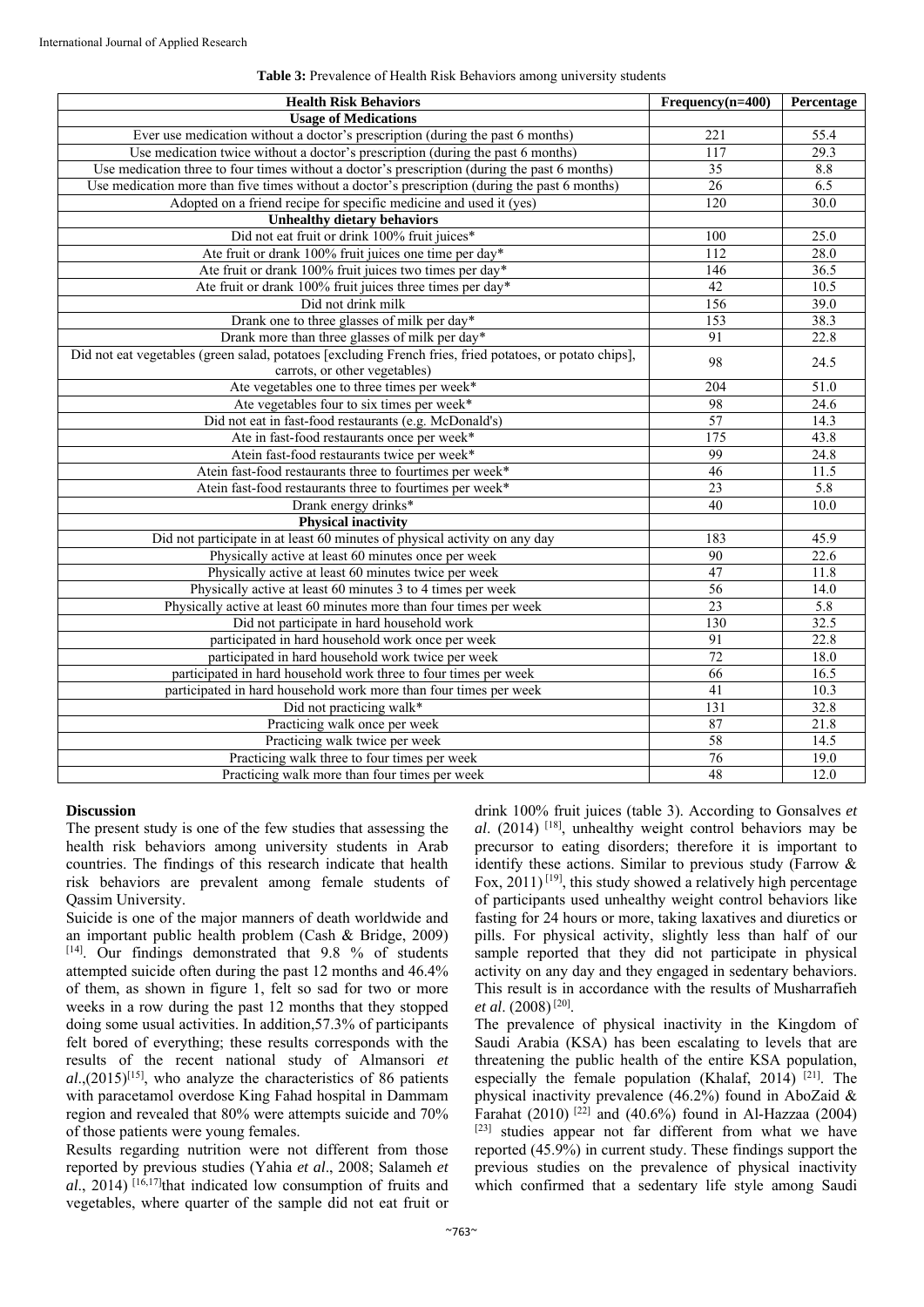**Table 3:** Prevalence of Health Risk Behaviors among university students

| Health Risk Behaviors | Frequency(n=400) | Percentage |
|---|---|---|
| **Usage of Medications** | | |
| Ever use medication without a doctor's prescription (during the past 6 months) | 221 | 55.4 |
| Use medication twice without a doctor's prescription (during the past 6 months) | 117 | 29.3 |
| Use medication three to four times without a doctor's prescription (during the past 6 months) | 35 | 8.8 |
| Use medication more than five times without a doctor's prescription (during the past 6 months) | 26 | 6.5 |
| Adopted on a friend recipe for specific medicine and used it (yes) | 120 | 30.0 |
| **Unhealthy dietary behaviors** | | |
| Did not eat fruit or drink 100% fruit juices* | 100 | 25.0 |
| Ate fruit or drank 100% fruit juices one time per day* | 112 | 28.0 |
| Ate fruit or drank 100% fruit juices two times per day* | 146 | 36.5 |
| Ate fruit or drank 100% fruit juices three times per day* | 42 | 10.5 |
| Did not drink milk | 156 | 39.0 |
| Drank one to three glasses of milk per day* | 153 | 38.3 |
| Drank more than three glasses of milk per day* | 91 | 22.8 |
| Did not eat vegetables (green salad, potatoes [excluding French fries, fried potatoes, or potato chips], carrots, or other vegetables) | 98 | 24.5 |
| Ate vegetables one to three times per week* | 204 | 51.0 |
| Ate vegetables four to six times per week* | 98 | 24.6 |
| Did not eat in fast-food restaurants (e.g. McDonald's) | 57 | 14.3 |
| Ate in fast-food restaurants once per week* | 175 | 43.8 |
| Atein fast-food restaurants twice per week* | 99 | 24.8 |
| Atein fast-food restaurants three to fourtimes per week* | 46 | 11.5 |
| Atein fast-food restaurants three to fourtimes per week* | 23 | 5.8 |
| Drank energy drinks* | 40 | 10.0 |
| **Physical inactivity** | | |
| Did not participate in at least 60 minutes of physical activity on any day | 183 | 45.9 |
| Physically active at least 60 minutes once per week | 90 | 22.6 |
| Physically active at least 60 minutes twice per week | 47 | 11.8 |
| Physically active at least 60 minutes 3 to 4 times per week | 56 | 14.0 |
| Physically active at least 60 minutes more than four times per week | 23 | 5.8 |
| Did not participate in hard household work | 130 | 32.5 |
| participated in hard household work once per week | 91 | 22.8 |
| participated in hard household work twice per week | 72 | 18.0 |
| participated in hard household work three to four times per week | 66 | 16.5 |
| participated in hard household work more than four times per week | 41 | 10.3 |
| Did not practicing walk* | 131 | 32.8 |
| Practicing walk once per week | 87 | 21.8 |
| Practicing walk twice per week | 58 | 14.5 |
| Practicing walk three to four times per week | 76 | 19.0 |
| Practicing walk more than four times per week | 48 | 12.0 |

## Discussion

The present study is one of the few studies that assessing the health risk behaviors among university students in Arab countries. The findings of this research indicate that health risk behaviors are prevalent among female students of Qassim University.

Suicide is one of the major manners of death worldwide and an important public health problem (Cash & Bridge, 2009) [14]. Our findings demonstrated that 9.8 % of students attempted suicide often during the past 12 months and 46.4% of them, as shown in figure 1, felt so sad for two or more weeks in a row during the past 12 months that they stopped doing some usual activities. In addition,57.3% of participants felt bored of everything; these results corresponds with the results of the recent national study of Almansori *et al*.,(2015)[15], who analyze the characteristics of 86 patients with paracetamol overdose King Fahad hospital in Dammam region and revealed that 80% were attempts suicide and 70% of those patients were young females.

Results regarding nutrition were not different from those reported by previous studies (Yahia *et al*., 2008; Salameh *et al*., 2014) [16,17]that indicated low consumption of fruits and vegetables, where quarter of the sample did not eat fruit or drink 100% fruit juices (table 3). According to Gonsalves *et al*. (2014) [18], unhealthy weight control behaviors may be precursor to eating disorders; therefore it is important to identify these actions. Similar to previous study (Farrow & Fox, 2011) [19], this study showed a relatively high percentage of participants used unhealthy weight control behaviors like fasting for 24 hours or more, taking laxatives and diuretics or pills. For physical activity, slightly less than half of our sample reported that they did not participate in physical activity on any day and they engaged in sedentary behaviors. This result is in accordance with the results of Musharrafieh *et al*. (2008) [20].

The prevalence of physical inactivity in the Kingdom of Saudi Arabia (KSA) has been escalating to levels that are threatening the public health of the entire KSA population, especially the female population (Khalaf, 2014) [21]. The physical inactivity prevalence (46.2%) found in AboZaid & Farahat (2010) [22] and (40.6%) found in Al-Hazzaa (2004) [23] studies appear not far different from what we have reported (45.9%) in current study. These findings support the previous studies on the prevalence of physical inactivity which confirmed that a sedentary life style among Saudi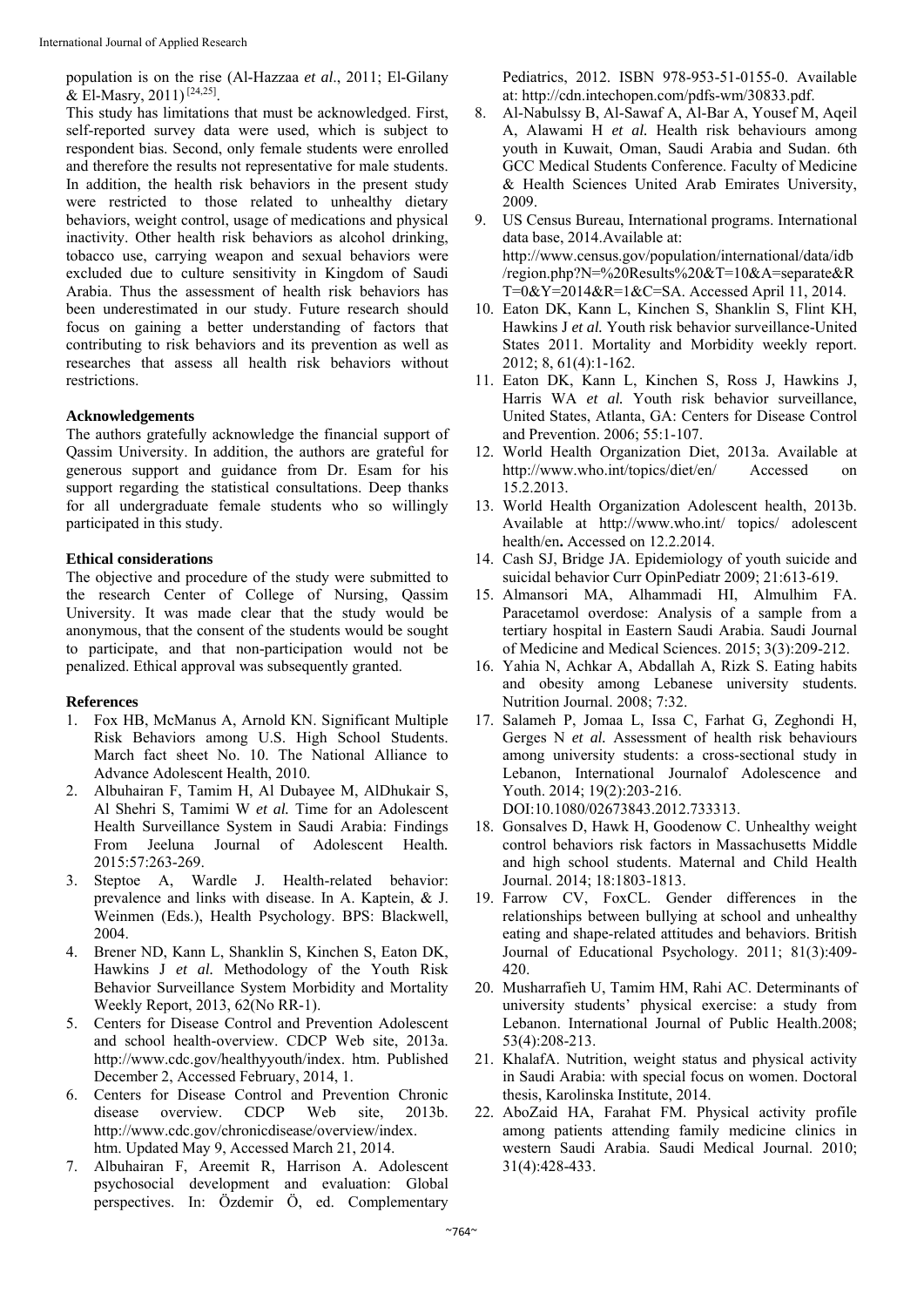population is on the rise (Al-Hazzaa *et al*., 2011; El-Gilany & El-Masry, 2011) [24,25].

This study has limitations that must be acknowledged. First, self-reported survey data were used, which is subject to respondent bias. Second, only female students were enrolled and therefore the results not representative for male students. In addition, the health risk behaviors in the present study were restricted to those related to unhealthy dietary behaviors, weight control, usage of medications and physical inactivity. Other health risk behaviors as alcohol drinking, tobacco use, carrying weapon and sexual behaviors were excluded due to culture sensitivity in Kingdom of Saudi Arabia. Thus the assessment of health risk behaviors has been underestimated in our study. Future research should focus on gaining a better understanding of factors that contributing to risk behaviors and its prevention as well as researches that assess all health risk behaviors without restrictions.

**Acknowledgements**

The authors gratefully acknowledge the financial support of Qassim University. In addition, the authors are grateful for generous support and guidance from Dr. Esam for his support regarding the statistical consultations. Deep thanks for all undergraduate female students who so willingly participated in this study.

**Ethical considerations**

The objective and procedure of the study were submitted to the research Center of College of Nursing, Qassim University. It was made clear that the study would be anonymous, that the consent of the students would be sought to participate, and that non-participation would not be penalized. Ethical approval was subsequently granted.

**References**

1. Fox HB, McManus A, Arnold KN. Significant Multiple Risk Behaviors among U.S. High School Students. March fact sheet No. 10. The National Alliance to Advance Adolescent Health, 2010.
2. Albuhairan F, Tamim H, Al Dubayee M, AlDhukair S, Al Shehri S, Tamimi W *et al.* Time for an Adolescent Health Surveillance System in Saudi Arabia: Findings From Jeeluna Journal of Adolescent Health. 2015:57:263-269.
3. Steptoe A, Wardle J. Health-related behavior: prevalence and links with disease. In A. Kaptein, & J. Weinmen (Eds.), Health Psychology. BPS: Blackwell, 2004.
4. Brener ND, Kann L, Shanklin S, Kinchen S, Eaton DK, Hawkins J *et al.* Methodology of the Youth Risk Behavior Surveillance System Morbidity and Mortality Weekly Report, 2013, 62(No RR-1).
5. Centers for Disease Control and Prevention Adolescent and school health-overview. CDCP Web site, 2013a. http://www.cdc.gov/healthyyouth/index. htm. Published December 2, Accessed February, 2014, 1.
6. Centers for Disease Control and Prevention Chronic disease overview. CDCP Web site, 2013b. http://www.cdc.gov/chronicdisease/overview/index. htm. Updated May 9, Accessed March 21, 2014.
7. Albuhairan F, Areemit R, Harrison A. Adolescent psychosocial development and evaluation: Global perspectives. In: Özdemir Ö, ed. Complementary Pediatrics, 2012. ISBN 978-953-51-0155-0. Available at: http://cdn.intechopen.com/pdfs-wm/30833.pdf.
8. Al-Nabulssy B, Al-Sawaf A, Al-Bar A, Yousef M, Aqeil A, Alawami H *et al.* Health risk behaviours among youth in Kuwait, Oman, Saudi Arabia and Sudan. 6th GCC Medical Students Conference. Faculty of Medicine & Health Sciences United Arab Emirates University, 2009.
9. US Census Bureau, International programs. International data base, 2014.Available at: http://www.census.gov/population/international/data/idb/region.php?N=%20Results%20&T=10&A=separate&RT=0&Y=2014&R=1&C=SA. Accessed April 11, 2014.
10. Eaton DK, Kann L, Kinchen S, Shanklin S, Flint KH, Hawkins J *et al.* Youth risk behavior surveillance-United States 2011. Mortality and Morbidity weekly report. 2012; 8, 61(4):1-162.
11. Eaton DK, Kann L, Kinchen S, Ross J, Hawkins J, Harris WA *et al.* Youth risk behavior surveillance, United States, Atlanta, GA: Centers for Disease Control and Prevention. 2006; 55:1-107.
12. World Health Organization Diet, 2013a. Available at http://www.who.int/topics/diet/en/ Accessed on 15.2.2013.
13. World Health Organization Adolescent health, 2013b. Available at http://www.who.int/ topics/ adolescent health/en**.** Accessed on 12.2.2014.
14. Cash SJ, Bridge JA. Epidemiology of youth suicide and suicidal behavior Curr OpinPediatr 2009; 21:613-619.
15. Almansori MA, Alhammadi HI, Almulhim FA. Paracetamol overdose: Analysis of a sample from a tertiary hospital in Eastern Saudi Arabia. Saudi Journal of Medicine and Medical Sciences. 2015; 3(3):209-212.
16. Yahia N, Achkar A, Abdallah A, Rizk S. Eating habits and obesity among Lebanese university students. Nutrition Journal. 2008; 7:32.
17. Salameh P, Jomaa L, Issa C, Farhat G, Zeghondi H, Gerges N *et al.* Assessment of health risk behaviours among university students: a cross-sectional study in Lebanon, International Journalof Adolescence and Youth. 2014; 19(2):203-216. DOI:10.1080/02673843.2012.733313.
18. Gonsalves D, Hawk H, Goodenow C. Unhealthy weight control behaviors risk factors in Massachusetts Middle and high school students. Maternal and Child Health Journal. 2014; 18:1803-1813.
19. Farrow CV, FoxCL. Gender differences in the relationships between bullying at school and unhealthy eating and shape-related attitudes and behaviors. British Journal of Educational Psychology. 2011; 81(3):409-420.
20. Musharrafieh U, Tamim HM, Rahi AC. Determinants of university students' physical exercise: a study from Lebanon. International Journal of Public Health.2008; 53(4):208-213.
21. KhalafA. Nutrition, weight status and physical activity in Saudi Arabia: with special focus on women. Doctoral thesis, Karolinska Institute, 2014.
22. AboZaid HA, Farahat FM. Physical activity profile among patients attending family medicine clinics in western Saudi Arabia. Saudi Medical Journal. 2010; 31(4):428-433.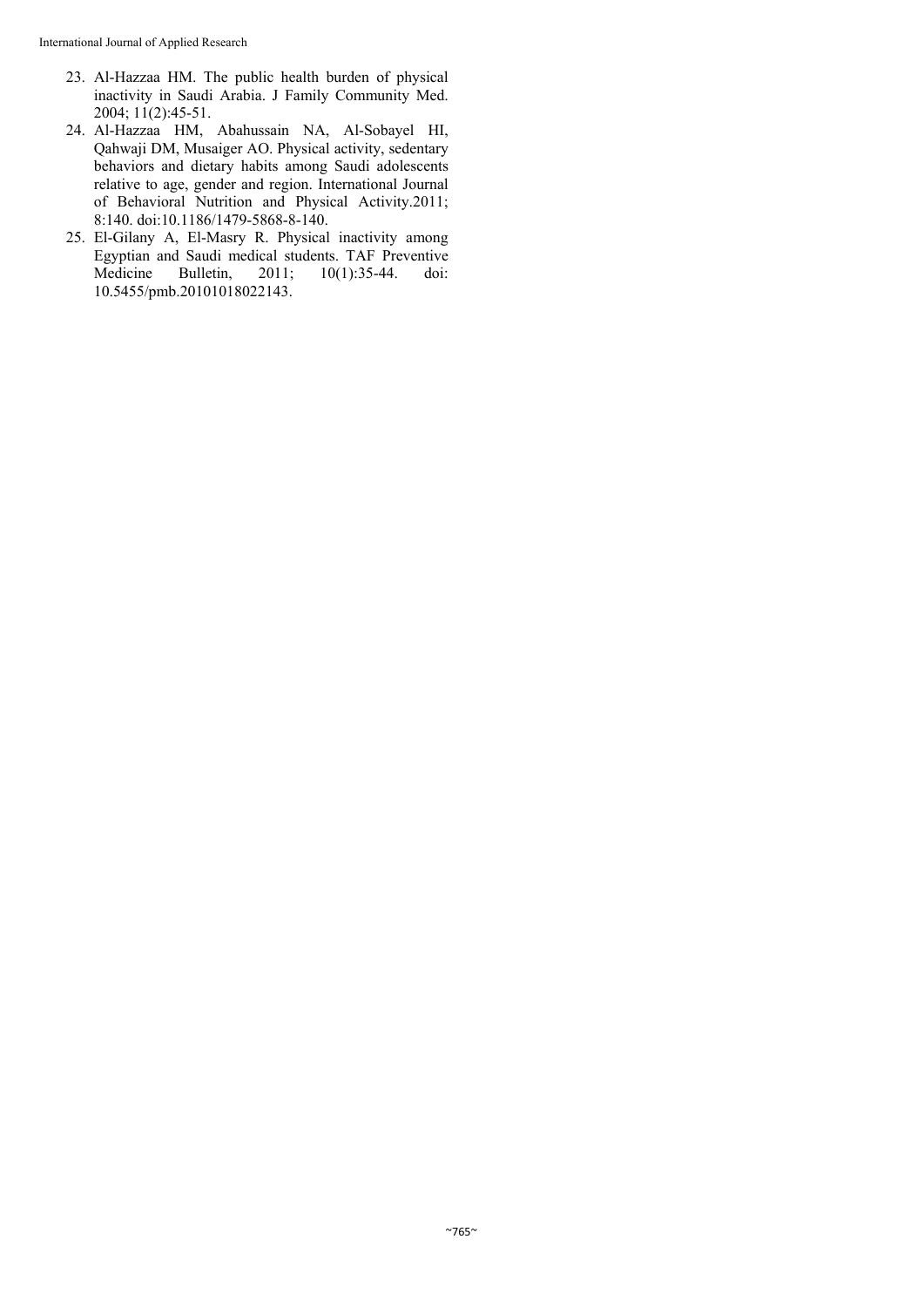23. Al-Hazzaa HM. The public health burden of physical inactivity in Saudi Arabia. J Family Community Med. 2004; 11(2):45-51.
24. Al-Hazzaa HM, Abahussain NA, Al-Sobayel HI, Qahwaji DM, Musaiger AO. Physical activity, sedentary behaviors and dietary habits among Saudi adolescents relative to age, gender and region. International Journal of Behavioral Nutrition and Physical Activity.2011; 8:140. doi:10.1186/1479-5868-8-140.
25. El-Gilany A, El-Masry R. Physical inactivity among Egyptian and Saudi medical students. TAF Preventive Medicine Bulletin, 2011; 10(1):35-44. doi: 10.5455/pmb.20101018022143.